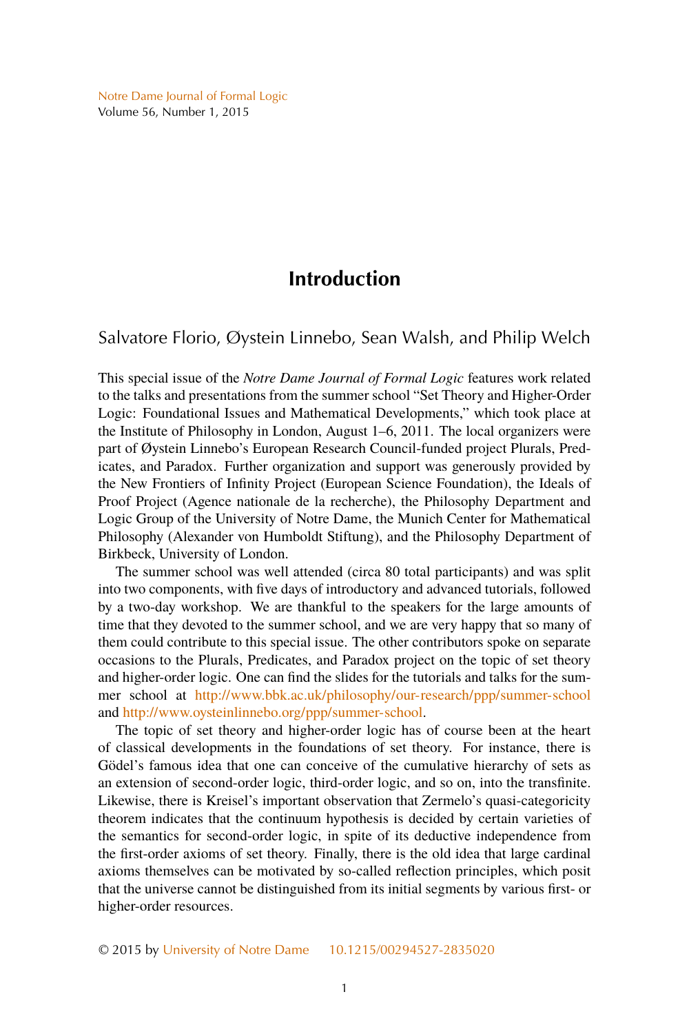# Introduction

Salvatore Florio, Øystein Linnebo, Sean Walsh, and Philip Welch

This special issue of the *Notre Dame Journal of Formal Logic* features work related to the talks and presentations from the summer school "Set Theory and Higher-Order Logic: Foundational Issues and Mathematical Developments," which took place at the Institute of Philosophy in London, August 1–6, 2011. The local organizers were part of Øystein Linnebo's European Research Council-funded project Plurals, Predicates, and Paradox. Further organization and support was generously provided by the New Frontiers of Infinity Project (European Science Foundation), the Ideals of Proof Project (Agence nationale de la recherche), the Philosophy Department and Logic Group of the University of Notre Dame, the Munich Center for Mathematical Philosophy (Alexander von Humboldt Stiftung), and the Philosophy Department of Birkbeck, University of London.

The summer school was well attended (circa 80 total participants) and was split into two components, with five days of introductory and advanced tutorials, followed by a two-day workshop. We are thankful to the speakers for the large amounts of time that they devoted to the summer school, and we are very happy that so many of them could contribute to this special issue. The other contributors spoke on separate occasions to the Plurals, Predicates, and Paradox project on the topic of set theory and higher-order logic. One can find the slides for the tutorials and talks for the summer school at http://www.bbk.ac.uk/philosophy/our-research/ppp/summer-school and http://www.oysteinlinnebo.org/ppp/summer-school.

The topic of set theory and higher-order logic has of course been at the heart of classical developments in the foundations of set theory. For instance, there is Gödel's famous idea that one can conceive of the cumulative hierarchy of sets as an extension of second-order logic, third-order logic, and so on, into the transfinite. Likewise, there is Kreisel's important observation that Zermelo's quasi-categoricity theorem indicates that the continuum hypothesis is decided by certain varieties of the semantics for second-order logic, in spite of its deductive independence from the first-order axioms of set theory. Finally, there is the old idea that large cardinal axioms themselves can be motivated by so-called reflection principles, which posit that the universe cannot be distinguished from its initial segments by various first- or higher-order resources.

© 2015 by University of Notre Dame 10.1215/00294527-2835020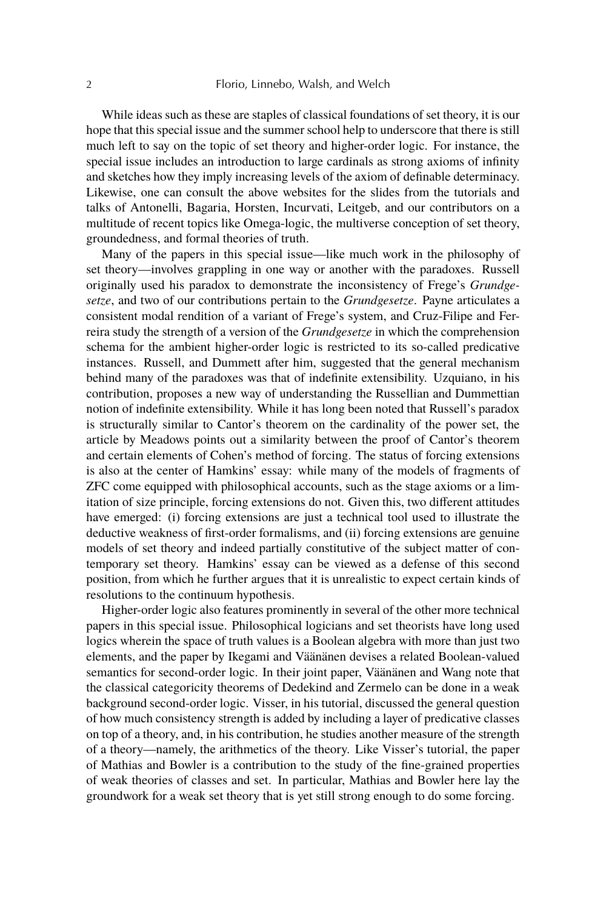While ideas such as these are staples of classical foundations of set theory, it is our hope that this special issue and the summer school help to underscore that there is still much left to say on the topic of set theory and higher-order logic. For instance, the special issue includes an introduction to large cardinals as strong axioms of infinity and sketches how they imply increasing levels of the axiom of definable determinacy. Likewise, one can consult the above websites for the slides from the tutorials and talks of Antonelli, Bagaria, Horsten, Incurvati, Leitgeb, and our contributors on a multitude of recent topics like Omega-logic, the multiverse conception of set theory, groundedness, and formal theories of truth.

Many of the papers in this special issue—like much work in the philosophy of set theory—involves grappling in one way or another with the paradoxes. Russell originally used his paradox to demonstrate the inconsistency of Frege's *Grundgesetze*, and two of our contributions pertain to the *Grundgesetze*. Payne articulates a consistent modal rendition of a variant of Frege's system, and Cruz-Filipe and Ferreira study the strength of a version of the *Grundgesetze* in which the comprehension schema for the ambient higher-order logic is restricted to its so-called predicative instances. Russell, and Dummett after him, suggested that the general mechanism behind many of the paradoxes was that of indefinite extensibility. Uzquiano, in his contribution, proposes a new way of understanding the Russellian and Dummettian notion of indefinite extensibility. While it has long been noted that Russell's paradox is structurally similar to Cantor's theorem on the cardinality of the power set, the article by Meadows points out a similarity between the proof of Cantor's theorem and certain elements of Cohen's method of forcing. The status of forcing extensions is also at the center of Hamkins' essay: while many of the models of fragments of ZFC come equipped with philosophical accounts, such as the stage axioms or a limitation of size principle, forcing extensions do not. Given this, two different attitudes have emerged: (i) forcing extensions are just a technical tool used to illustrate the deductive weakness of first-order formalisms, and (ii) forcing extensions are genuine models of set theory and indeed partially constitutive of the subject matter of contemporary set theory. Hamkins' essay can be viewed as a defense of this second position, from which he further argues that it is unrealistic to expect certain kinds of resolutions to the continuum hypothesis.

Higher-order logic also features prominently in several of the other more technical papers in this special issue. Philosophical logicians and set theorists have long used logics wherein the space of truth values is a Boolean algebra with more than just two elements, and the paper by Ikegami and Väänänen devises a related Boolean-valued semantics for second-order logic. In their joint paper, Väänänen and Wang note that the classical categoricity theorems of Dedekind and Zermelo can be done in a weak background second-order logic. Visser, in his tutorial, discussed the general question of how much consistency strength is added by including a layer of predicative classes on top of a theory, and, in his contribution, he studies another measure of the strength of a theory—namely, the arithmetics of the theory. Like Visser's tutorial, the paper of Mathias and Bowler is a contribution to the study of the fine-grained properties of weak theories of classes and set. In particular, Mathias and Bowler here lay the groundwork for a weak set theory that is yet still strong enough to do some forcing.